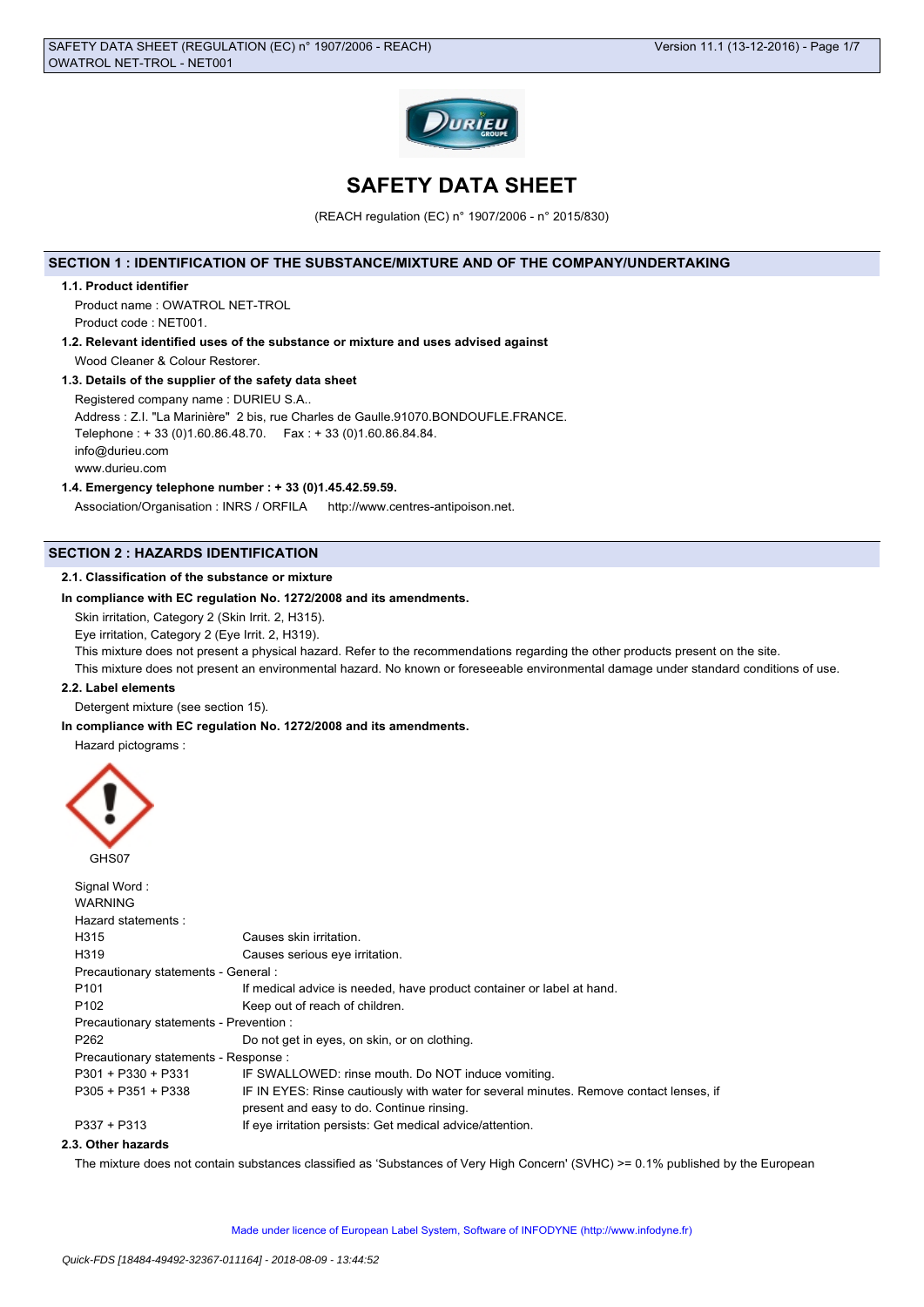# SAFETY DATA SHEET

(REACH regulation (EC) n° 1907/2006 - n° 2015/830)

## SECTION 1 : IDENTIFICATION OF THE SUBSTANCE/MIXTURE AND OF THE COMPANY/UNDERTAKING

### 1.1. Product identifier

Product name : OWATROL NET-TROL

Product code : NET001.

### 1.2. Relevant identified uses of the substance or mixture and uses advised against

Wood Cleaner & Colour Restorer.

### 1.3. Details of the supplier of the safety data sheet

Registered company name : DURIEU S.A..

Address : Z.I. "La Marinière" 2 bis, rue Charles de Gaulle.91070.BONDOUFLE.FRANCE.

Telephone : + 33 (0)1.60.86.48.70. Fax : + 33 (0)1.60.86.84.84.

info@durieu.com

www.durieu.com

### 1.4. Emergency telephone number : + 33 (0)1.45.42.59.59.

Association/Organisation : INRS / ORFILA http://www.centres-antipoison.net.

## SECTION 2 : HAZARDS IDENTIFICATION

### 2.1. Classification of the substance or mixture

**In compliance with EC regulation No. 1272/2008 and its amendments.**

Skin irritation, Category 2 (Skin Irrit. 2, H315).

Eye irritation, Category 2 (Eye Irrit. 2, H319).

This mixture does not present a physical hazard. Refer to the recommendations regarding the other products present on the site.

This mixture does not present an environmental hazard. No known or foreseeable environmental damage under standard conditions of use.

### 2.2. Label elements

Detergent mixture (see section 15).

**In compliance with EC regulation No. 1272/2008 and its amendments.**

Hazard pictograms :

GHS07

Signal Word :

WARNING

Hazard statements :

| | |
|---|---|
| H315 | Causes skin irritation. |
| H319 | Causes serious eye irritation. |

Precautionary statements - General :

| | |
|---|---|
| P101 | If medical advice is needed, have product container or label at hand. |
| P102 | Keep out of reach of children. |

Precautionary statements - Prevention :

| | |
|---|---|
| P262 | Do not get in eyes, on skin, or on clothing. |

Precautionary statements - Response :

| | |
|---|---|
| P301 + P330 + P331 | IF SWALLOWED: rinse mouth. Do NOT induce vomiting. |
| P305 + P351 + P338 | IF IN EYES: Rinse cautiously with water for several minutes. Remove contact lenses, if present and easy to do. Continue rinsing. |
| P337 + P313 | If eye irritation persists: Get medical advice/attention. |

### 2.3. Other hazards

The mixture does not contain substances classified as 'Substances of Very High Concern' (SVHC) >= 0.1% published by the European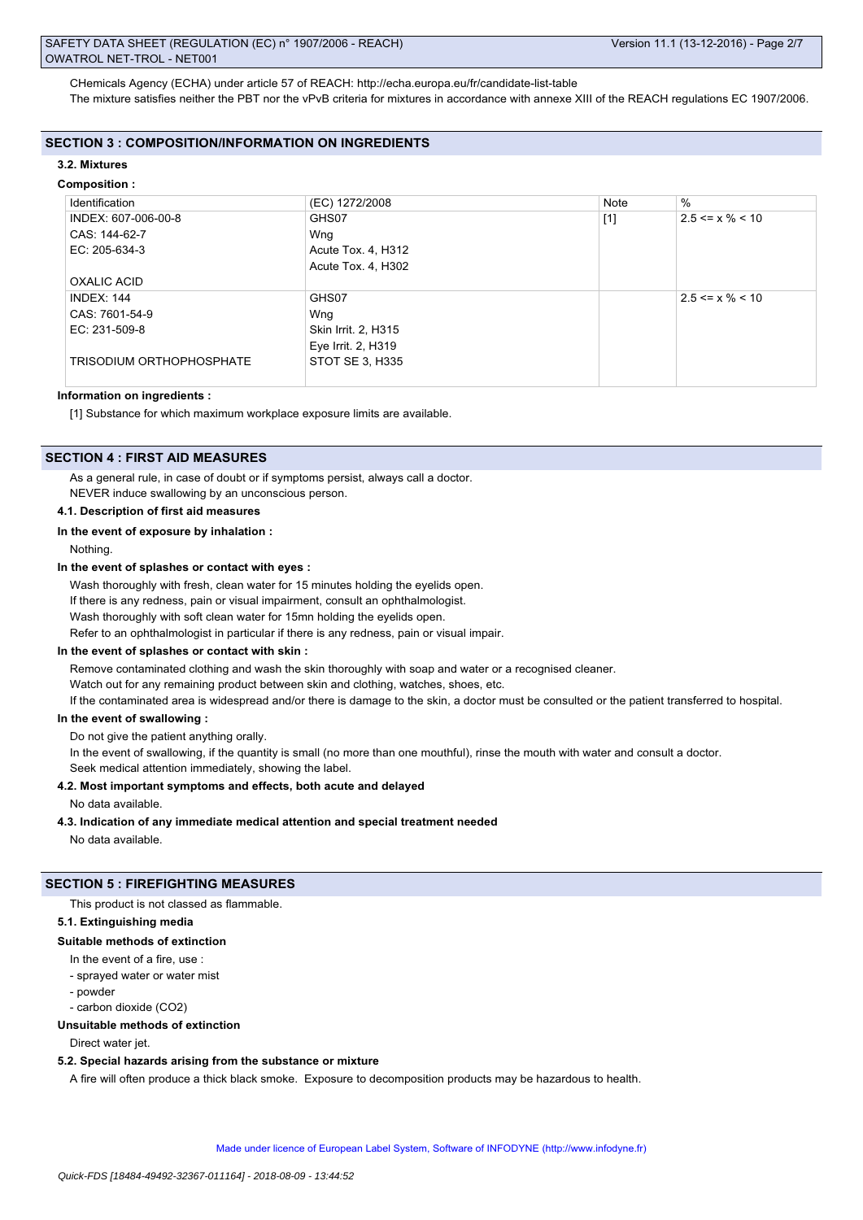CHemicals Agency (ECHA) under article 57 of REACH: http://echa.europa.eu/fr/candidate-list-table

The mixture satisfies neither the PBT nor the vPvB criteria for mixtures in accordance with annexe XIII of the REACH regulations EC 1907/2006.

## SECTION 3 : COMPOSITION/INFORMATION ON INGREDIENTS

### 3.2. Mixtures

**Composition :**

| Identification | (EC) 1272/2008 | Note | % |
|---|---|---|---|
| INDEX: 607-006-00-8<br>CAS: 144-62-7<br>EC: 205-634-3<br><br>OXALIC ACID | GHS07<br>Wng<br>Acute Tox. 4, H312<br>Acute Tox. 4, H302 | [1] | 2.5 <= x % < 10 |
| INDEX: 144<br>CAS: 7601-54-9<br>EC: 231-509-8<br><br>TRISODIUM ORTHOPHOSPHATE | GHS07<br>Wng<br>Skin Irrit. 2, H315<br>Eye Irrit. 2, H319<br>STOT SE 3, H335 | | 2.5 <= x % < 10 |

**Information on ingredients :**

[1] Substance for which maximum workplace exposure limits are available.

## SECTION 4 : FIRST AID MEASURES

As a general rule, in case of doubt or if symptoms persist, always call a doctor.

NEVER induce swallowing by an unconscious person.

### 4.1. Description of first aid measures

**In the event of exposure by inhalation :**

Nothing.

**In the event of splashes or contact with eyes :**

Wash thoroughly with fresh, clean water for 15 minutes holding the eyelids open.

If there is any redness, pain or visual impairment, consult an ophthalmologist.

Wash thoroughly with soft clean water for 15mn holding the eyelids open.

Refer to an ophthalmologist in particular if there is any redness, pain or visual impair.

**In the event of splashes or contact with skin :**

Remove contaminated clothing and wash the skin thoroughly with soap and water or a recognised cleaner.

Watch out for any remaining product between skin and clothing, watches, shoes, etc.

If the contaminated area is widespread and/or there is damage to the skin, a doctor must be consulted or the patient transferred to hospital.

**In the event of swallowing :**

Do not give the patient anything orally.

In the event of swallowing, if the quantity is small (no more than one mouthful), rinse the mouth with water and consult a doctor.

Seek medical attention immediately, showing the label.

### 4.2. Most important symptoms and effects, both acute and delayed

No data available.

### 4.3. Indication of any immediate medical attention and special treatment needed

No data available.

## SECTION 5 : FIREFIGHTING MEASURES

This product is not classed as flammable.

### 5.1. Extinguishing media

**Suitable methods of extinction**

In the event of a fire, use :

- sprayed water or water mist
- powder
- carbon dioxide ($CO_2$)

**Unsuitable methods of extinction**

Direct water jet.

### 5.2. Special hazards arising from the substance or mixture

A fire will often produce a thick black smoke. Exposure to decomposition products may be hazardous to health.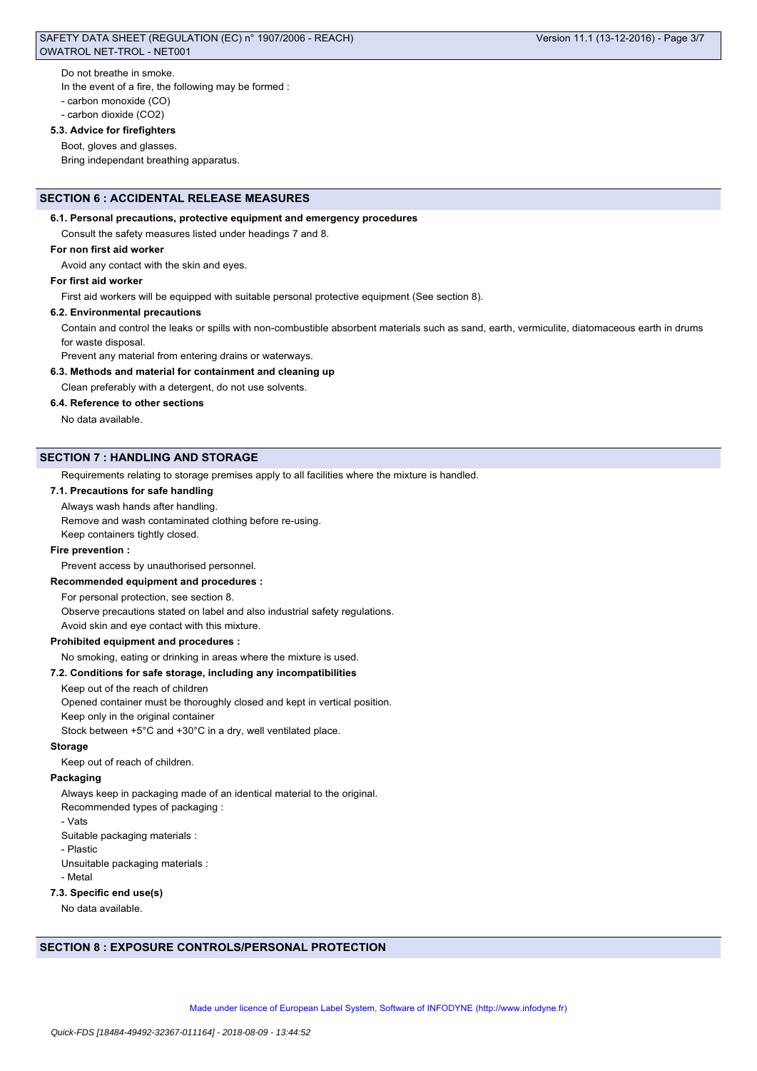Do not breathe in smoke.

In the event of a fire, the following may be formed :

- carbon monoxide (CO)
- carbon dioxide ($CO_2$)

**5.3. Advice for firefighters**

Boot, gloves and glasses.

Bring independant breathing apparatus.

## SECTION 6 : ACCIDENTAL RELEASE MEASURES

**6.1. Personal precautions, protective equipment and emergency procedures**

Consult the safety measures listed under headings 7 and 8.

**For non first aid worker**

Avoid any contact with the skin and eyes.

**For first aid worker**

First aid workers will be equipped with suitable personal protective equipment (See section 8).

**6.2. Environmental precautions**

Contain and control the leaks or spills with non-combustible absorbent materials such as sand, earth, vermiculite, diatomaceous earth in drums for waste disposal.

Prevent any material from entering drains or waterways.

**6.3. Methods and material for containment and cleaning up**

Clean preferably with a detergent, do not use solvents.

**6.4. Reference to other sections**

No data available.

## SECTION 7 : HANDLING AND STORAGE

Requirements relating to storage premises apply to all facilities where the mixture is handled.

**7.1. Precautions for safe handling**

Always wash hands after handling.

Remove and wash contaminated clothing before re-using.

Keep containers tightly closed.

**Fire prevention :**

Prevent access by unauthorised personnel.

**Recommended equipment and procedures :**

For personal protection, see section 8.

Observe precautions stated on label and also industrial safety regulations.

Avoid skin and eye contact with this mixture.

**Prohibited equipment and procedures :**

No smoking, eating or drinking in areas where the mixture is used.

**7.2. Conditions for safe storage, including any incompatibilities**

Keep out of the reach of children

Opened container must be thoroughly closed and kept in vertical position.

Keep only in the original container

Stock between +5°C and +30°C in a dry, well ventilated place.

**Storage**

Keep out of reach of children.

**Packaging**

Always keep in packaging made of an identical material to the original.

Recommended types of packaging :

- Vats

Suitable packaging materials :

- Plastic

Unsuitable packaging materials :

- Metal

**7.3. Specific end use(s)**

No data available.

## SECTION 8 : EXPOSURE CONTROLS/PERSONAL PROTECTION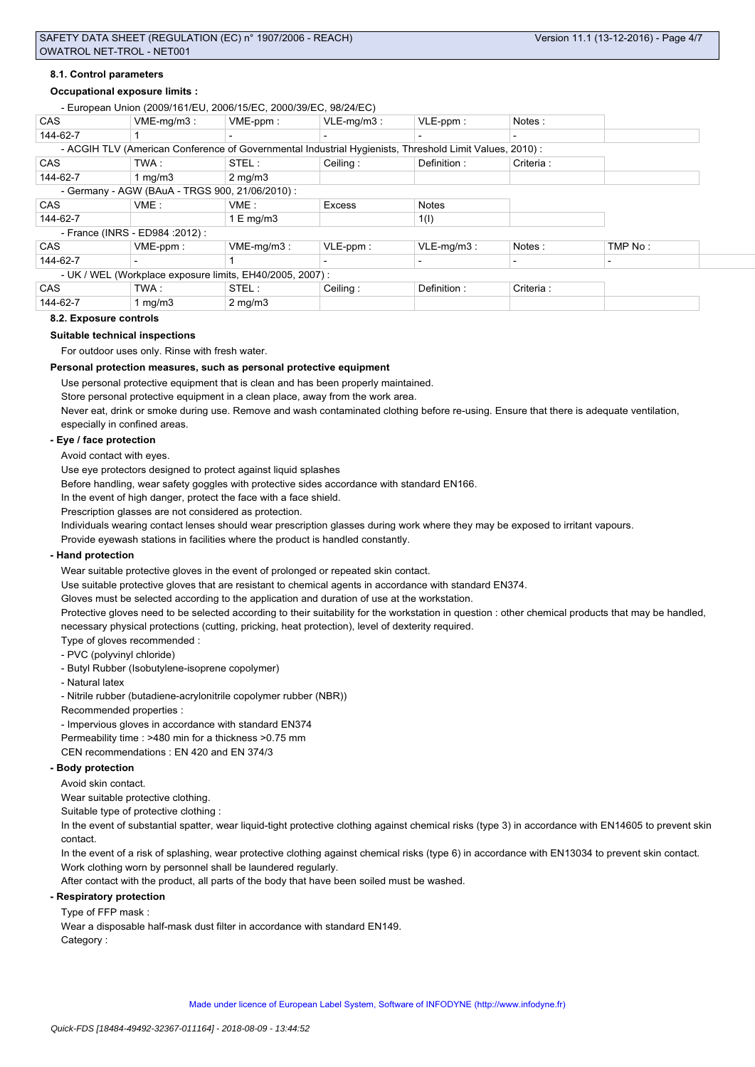#### 8.1. Control parameters

**Occupational exposure limits :**

- European Union (2009/161/EU, 2006/15/EC, 2000/39/EC, 98/24/EC)

| CAS | VME-mg/m3 : | VME-ppm : | VLE-mg/m3 : | VLE-ppm : | Notes : |
|---|---|---|---|---|---|
| 144-62-7 | 1 | - | - | - | - |

- ACGIH TLV (American Conference of Governmental Industrial Hygienists, Threshold Limit Values, 2010) :

| CAS | TWA : | STEL : | Ceiling : | Definition : | Criteria : |
|---|---|---|---|---|---|
| 144-62-7 | 1 mg/m3 | 2 mg/m3 | | | |

- Germany - AGW (BAuA - TRGS 900, 21/06/2010) :

| CAS | VME : | VME : | Excess | Notes |
|---|---|---|---|---|
| 144-62-7 | | 1 E mg/m3 | | 1(I) |

- France (INRS - ED984 :2012) :

| CAS | VME-ppm : | VME-mg/m3 : | VLE-ppm : | VLE-mg/m3 : | Notes : | TMP No : |
|---|---|---|---|---|---|---|
| 144-62-7 | - | 1 | - | - | - | - |

- UK / WEL (Workplace exposure limits, EH40/2005, 2007) :

| CAS | TWA : | STEL : | Ceiling : | Definition : | Criteria : |
|---|---|---|---|---|---|
| 144-62-7 | 1 mg/m3 | 2 mg/m3 | | | |

#### 8.2. Exposure controls

**Suitable technical inspections**

For outdoor uses only. Rinse with fresh water.

**Personal protection measures, such as personal protective equipment**

Use personal protective equipment that is clean and has been properly maintained.

Store personal protective equipment in a clean place, away from the work area.

Never eat, drink or smoke during use. Remove and wash contaminated clothing before re-using. Ensure that there is adequate ventilation, especially in confined areas.

**- Eye / face protection**

Avoid contact with eyes.

Use eye protectors designed to protect against liquid splashes

Before handling, wear safety goggles with protective sides accordance with standard EN166.

In the event of high danger, protect the face with a face shield.

Prescription glasses are not considered as protection.

Individuals wearing contact lenses should wear prescription glasses during work where they may be exposed to irritant vapours.

Provide eyewash stations in facilities where the product is handled constantly.

**- Hand protection**

Wear suitable protective gloves in the event of prolonged or repeated skin contact.

Use suitable protective gloves that are resistant to chemical agents in accordance with standard EN374.

Gloves must be selected according to the application and duration of use at the workstation.

Protective gloves need to be selected according to their suitability for the workstation in question : other chemical products that may be handled, necessary physical protections (cutting, pricking, heat protection), level of dexterity required.

Type of gloves recommended :

- PVC (polyvinyl chloride)
- Butyl Rubber (Isobutylene-isoprene copolymer)
- Natural latex
- Nitrile rubber (butadiene-acrylonitrile copolymer rubber (NBR))

Recommended properties :

- Impervious gloves in accordance with standard EN374

Permeability time : >480 min for a thickness >0.75 mm

CEN recommendations : EN 420 and EN 374/3

**- Body protection**

Avoid skin contact.

Wear suitable protective clothing.

Suitable type of protective clothing :

In the event of substantial spatter, wear liquid-tight protective clothing against chemical risks (type 3) in accordance with EN14605 to prevent skin contact.

In the event of a risk of splashing, wear protective clothing against chemical risks (type 6) in accordance with EN13034 to prevent skin contact.

Work clothing worn by personnel shall be laundered regularly.

After contact with the product, all parts of the body that have been soiled must be washed.

**- Respiratory protection**

Type of FFP mask :

Wear a disposable half-mask dust filter in accordance with standard EN149.

Category :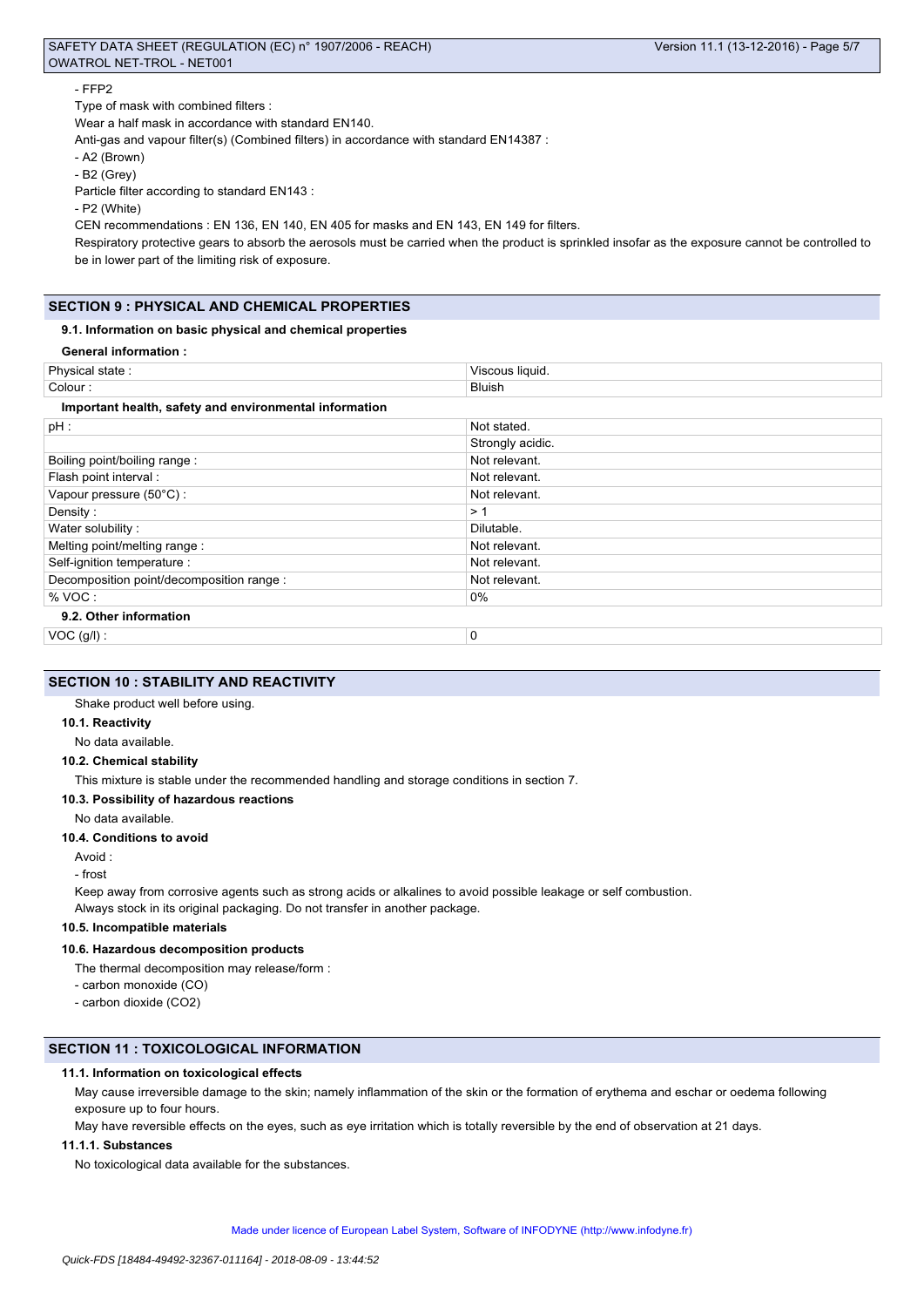- FFP2

Type of mask with combined filters :

Wear a half mask in accordance with standard EN140.

Anti-gas and vapour filter(s) (Combined filters) in accordance with standard EN14387 :

- A2 (Brown)
- B2 (Grey)

Particle filter according to standard EN143 :

- P2 (White)

CEN recommendations : EN 136, EN 140, EN 405 for masks and EN 143, EN 149 for filters.

Respiratory protective gears to absorb the aerosols must be carried when the product is sprinkled insofar as the exposure cannot be controlled to be in lower part of the limiting risk of exposure.

## SECTION 9 : PHYSICAL AND CHEMICAL PROPERTIES

### 9.1. Information on basic physical and chemical properties

**General information :**

| | |
|---|---|
| Physical state : | Viscous liquid. |
| Colour : | Bluish |

**Important health, safety and environmental information**

| | |
|---|---|
| pH : | Not stated. |
| | Strongly acidic. |
| Boiling point/boiling range : | Not relevant. |
| Flash point interval : | Not relevant. |
| Vapour pressure (50°C) : | Not relevant. |
| Density : | > 1 |
| Water solubility : | Dilutable. |
| Melting point/melting range : | Not relevant. |
| Self-ignition temperature : | Not relevant. |
| Decomposition point/decomposition range : | Not relevant. |
| % VOC : | 0% |

### 9.2. Other information

| | |
|---|---|
| VOC (g/l) : | 0 |

## SECTION 10 : STABILITY AND REACTIVITY

Shake product well before using.

### 10.1. Reactivity

No data available.

### 10.2. Chemical stability

This mixture is stable under the recommended handling and storage conditions in section 7.

### 10.3. Possibility of hazardous reactions

No data available.

### 10.4. Conditions to avoid

Avoid :

- frost

Keep away from corrosive agents such as strong acids or alkalines to avoid possible leakage or self combustion.

Always stock in its original packaging. Do not transfer in another package.

### 10.5. Incompatible materials

### 10.6. Hazardous decomposition products

The thermal decomposition may release/form :

- carbon monoxide (CO)
- carbon dioxide ($CO_2$)

## SECTION 11 : TOXICOLOGICAL INFORMATION

### 11.1. Information on toxicological effects

May cause irreversible damage to the skin; namely inflammation of the skin or the formation of erythema and eschar or oedema following exposure up to four hours.

May have reversible effects on the eyes, such as eye irritation which is totally reversible by the end of observation at 21 days.

#### 11.1.1. Substances

No toxicological data available for the substances.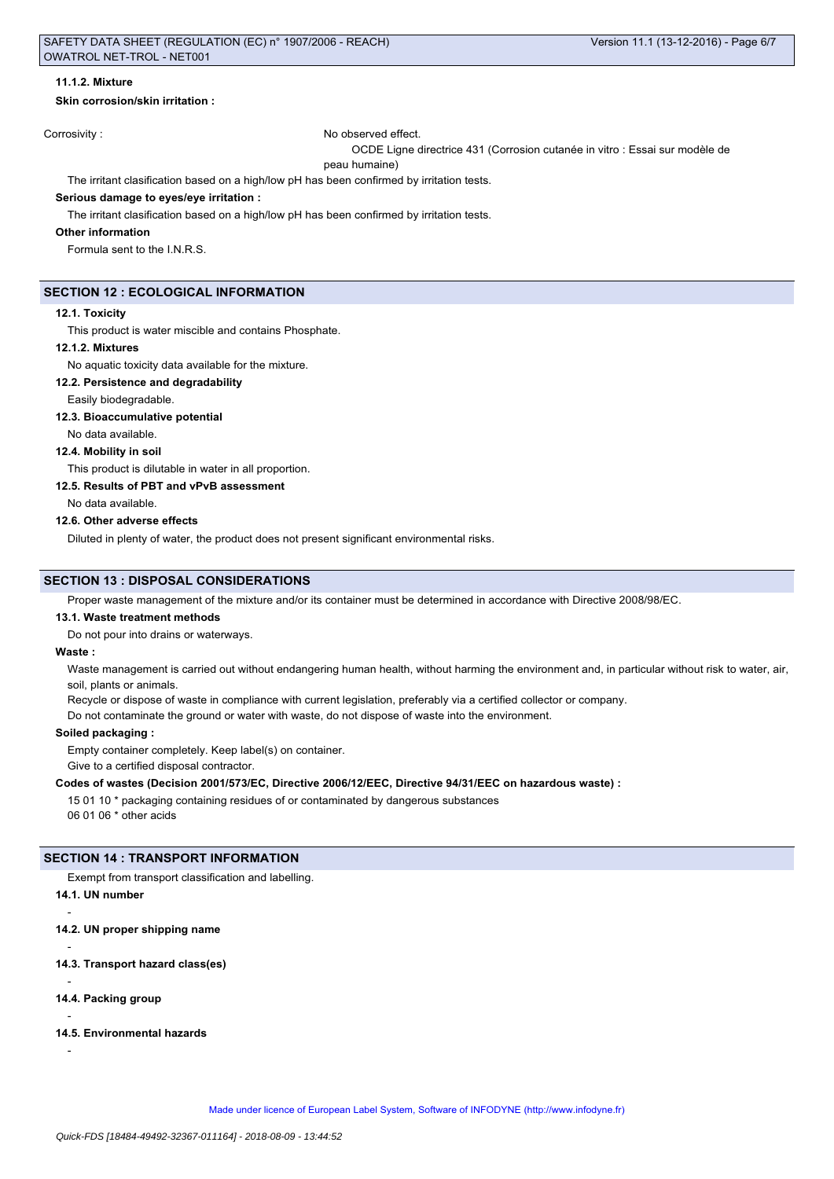#### 11.1.2. Mixture

**Skin corrosion/skin irritation :**

Corrosivity : No observed effect.
OCDE Ligne directrice 431 (Corrosion cutanée in vitro : Essai sur modèle de peau humaine)

The irritant clasification based on a high/low pH has been confirmed by irritation tests.

**Serious damage to eyes/eye irritation :**

The irritant clasification based on a high/low pH has been confirmed by irritation tests.

**Other information**

Formula sent to the I.N.R.S.

## SECTION 12 : ECOLOGICAL INFORMATION

#### 12.1. Toxicity

This product is water miscible and contains Phosphate.

#### 12.1.2. Mixtures

No aquatic toxicity data available for the mixture.

#### 12.2. Persistence and degradability

Easily biodegradable.

#### 12.3. Bioaccumulative potential

No data available.

#### 12.4. Mobility in soil

This product is dilutable in water in all proportion.

#### 12.5. Results of PBT and vPvB assessment

No data available.

#### 12.6. Other adverse effects

Diluted in plenty of water, the product does not present significant environmental risks.

## SECTION 13 : DISPOSAL CONSIDERATIONS

Proper waste management of the mixture and/or its container must be determined in accordance with Directive 2008/98/EC.

#### 13.1. Waste treatment methods

Do not pour into drains or waterways.

**Waste :**

Waste management is carried out without endangering human health, without harming the environment and, in particular without risk to water, air, soil, plants or animals.

Recycle or dispose of waste in compliance with current legislation, preferably via a certified collector or company.

Do not contaminate the ground or water with waste, do not dispose of waste into the environment.

**Soiled packaging :**

Empty container completely. Keep label(s) on container.

Give to a certified disposal contractor.

**Codes of wastes (Decision 2001/573/EC, Directive 2006/12/EEC, Directive 94/31/EEC on hazardous waste) :**

15 01 10 * packaging containing residues of or contaminated by dangerous substances

06 01 06 * other acids

## SECTION 14 : TRANSPORT INFORMATION

Exempt from transport classification and labelling.

#### 14.1. UN number

-

#### 14.2. UN proper shipping name

-

#### 14.3. Transport hazard class(es)

-

#### 14.4. Packing group

-

#### 14.5. Environmental hazards

-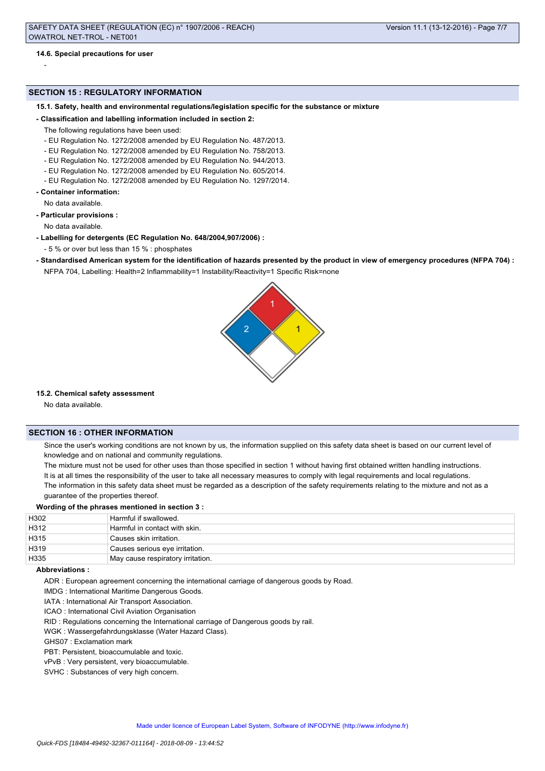#### 14.6. Special precautions for user

-

## SECTION 15 : REGULATORY INFORMATION

#### 15.1. Safety, health and environmental regulations/legislation specific for the substance or mixture

**- Classification and labelling information included in section 2:**

The following regulations have been used:

- EU Regulation No. 1272/2008 amended by EU Regulation No. 487/2013.
- EU Regulation No. 1272/2008 amended by EU Regulation No. 758/2013.
- EU Regulation No. 1272/2008 amended by EU Regulation No. 944/2013.
- EU Regulation No. 1272/2008 amended by EU Regulation No. 605/2014.
- EU Regulation No. 1272/2008 amended by EU Regulation No. 1297/2014.

**- Container information:**

No data available.

**- Particular provisions :**

No data available.

**- Labelling for detergents (EC Regulation No. 648/2004,907/2006) :**

- 5 % or over but less than 15 % : phosphates

**- Standardised American system for the identification of hazards presented by the product in view of emergency procedures (NFPA 704) :**

NFPA 704, Labelling: Health=2 Inflammability=1 Instability/Reactivity=1 Specific Risk=none

1

2

1

#### 15.2. Chemical safety assessment

No data available.

## SECTION 16 : OTHER INFORMATION

Since the user's working conditions are not known by us, the information supplied on this safety data sheet is based on our current level of knowledge and on national and community regulations.

The mixture must not be used for other uses than those specified in section 1 without having first obtained written handling instructions.

It is at all times the responsibility of the user to take all necessary measures to comply with legal requirements and local regulations.

The information in this safety data sheet must be regarded as a description of the safety requirements relating to the mixture and not as a guarantee of the properties thereof.

**Wording of the phrases mentioned in section 3 :**

| | |
|---|---|
| H302 | Harmful if swallowed. |
| H312 | Harmful in contact with skin. |
| H315 | Causes skin irritation. |
| H319 | Causes serious eye irritation. |
| H335 | May cause respiratory irritation. |

**Abbreviations :**

ADR : European agreement concerning the international carriage of dangerous goods by Road.

IMDG : International Maritime Dangerous Goods.

IATA : International Air Transport Association.

ICAO : International Civil Aviation Organisation

RID : Regulations concerning the International carriage of Dangerous goods by rail.

WGK : Wassergefahrdungsklasse (Water Hazard Class).

GHS07 : Exclamation mark

PBT: Persistent, bioaccumulable and toxic.

vPvB : Very persistent, very bioaccumulable.

SVHC : Substances of very high concern.

Made under licence of European Label System, Software of INFODYNE (http://www.infodyne.fr)

*Quick-FDS [18484-49492-32367-011164] - 2018-08-09 - 13:44:52*